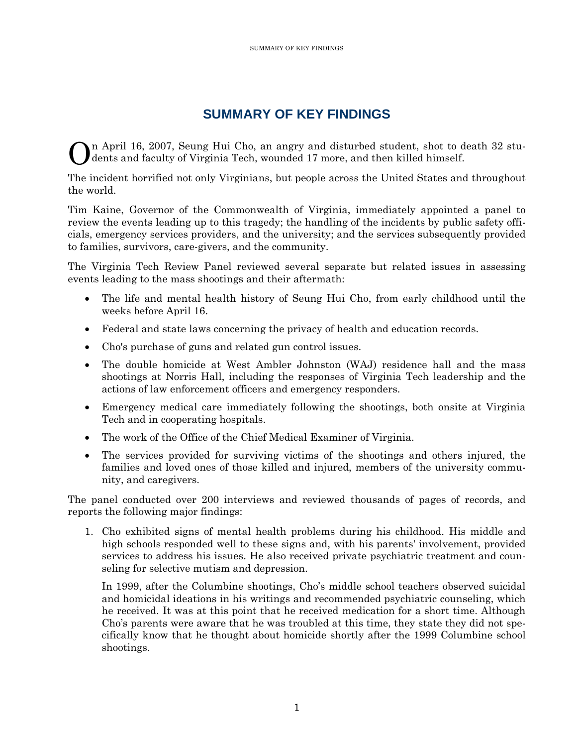# SUMMARY OF KEY FINDINGS

On April 16, 2007, Seung Hui Cho, an angry and disturbed student, shot to death 32 students and faculty of Virginia Tech, wounded 17 more, and then killed himself.

The incident horrified not only Virginians, but people across the United States and throughout the world.

Tim Kaine, Governor of the Commonwealth of Virginia, immediately appointed a panel to review the events leading up to this tragedy; the handling of the incidents by public safety officials, emergency services providers, and the university; and the services subsequently provided to families, survivors, care-givers, and the community.

The Virginia Tech Review Panel reviewed several separate but related issues in assessing events leading to the mass shootings and their aftermath:

- The life and mental health history of Seung Hui Cho, from early childhood until the weeks before April 16.
- Federal and state laws concerning the privacy of health and education records.
- Cho's purchase of guns and related gun control issues.
- The double homicide at West Ambler Johnston (WAJ) residence hall and the mass shootings at Norris Hall, including the responses of Virginia Tech leadership and the actions of law enforcement officers and emergency responders.
- Emergency medical care immediately following the shootings, both onsite at Virginia Tech and in cooperating hospitals.
- The work of the Office of the Chief Medical Examiner of Virginia.
- The services provided for surviving victims of the shootings and others injured, the families and loved ones of those killed and injured, members of the university community, and caregivers.

The panel conducted over 200 interviews and reviewed thousands of pages of records, and reports the following major findings:

1. Cho exhibited signs of mental health problems during his childhood. His middle and high schools responded well to these signs and, with his parents' involvement, provided services to address his issues. He also received private psychiatric treatment and counseling for selective mutism and depression.

   In 1999, after the Columbine shootings, Cho's middle school teachers observed suicidal and homicidal ideations in his writings and recommended psychiatric counseling, which he received. It was at this point that he received medication for a short time. Although Cho's parents were aware that he was troubled at this time, they state they did not specifically know that he thought about homicide shortly after the 1999 Columbine school shootings.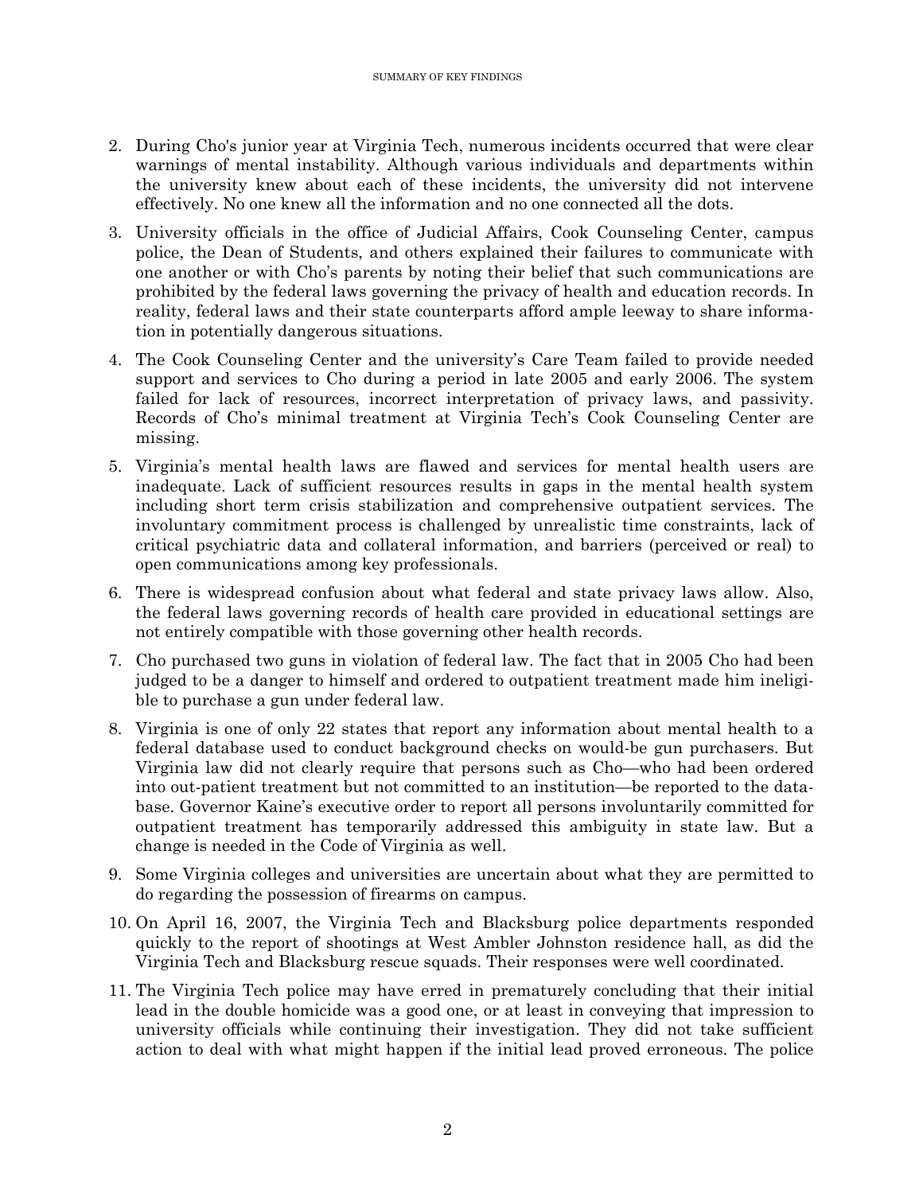2. During Cho's junior year at Virginia Tech, numerous incidents occurred that were clear warnings of mental instability. Although various individuals and departments within the university knew about each of these incidents, the university did not intervene effectively. No one knew all the information and no one connected all the dots.
3. University officials in the office of Judicial Affairs, Cook Counseling Center, campus police, the Dean of Students, and others explained their failures to communicate with one another or with Cho's parents by noting their belief that such communications are prohibited by the federal laws governing the privacy of health and education records. In reality, federal laws and their state counterparts afford ample leeway to share information in potentially dangerous situations.
4. The Cook Counseling Center and the university's Care Team failed to provide needed support and services to Cho during a period in late 2005 and early 2006. The system failed for lack of resources, incorrect interpretation of privacy laws, and passivity. Records of Cho's minimal treatment at Virginia Tech's Cook Counseling Center are missing.
5. Virginia's mental health laws are flawed and services for mental health users are inadequate. Lack of sufficient resources results in gaps in the mental health system including short term crisis stabilization and comprehensive outpatient services. The involuntary commitment process is challenged by unrealistic time constraints, lack of critical psychiatric data and collateral information, and barriers (perceived or real) to open communications among key professionals.
6. There is widespread confusion about what federal and state privacy laws allow. Also, the federal laws governing records of health care provided in educational settings are not entirely compatible with those governing other health records.
7. Cho purchased two guns in violation of federal law. The fact that in 2005 Cho had been judged to be a danger to himself and ordered to outpatient treatment made him ineligible to purchase a gun under federal law.
8. Virginia is one of only 22 states that report any information about mental health to a federal database used to conduct background checks on would-be gun purchasers. But Virginia law did not clearly require that persons such as Cho—who had been ordered into out-patient treatment but not committed to an institution—be reported to the database. Governor Kaine's executive order to report all persons involuntarily committed for outpatient treatment has temporarily addressed this ambiguity in state law. But a change is needed in the Code of Virginia as well.
9. Some Virginia colleges and universities are uncertain about what they are permitted to do regarding the possession of firearms on campus.
10. On April 16, 2007, the Virginia Tech and Blacksburg police departments responded quickly to the report of shootings at West Ambler Johnston residence hall, as did the Virginia Tech and Blacksburg rescue squads. Their responses were well coordinated.
11. The Virginia Tech police may have erred in prematurely concluding that their initial lead in the double homicide was a good one, or at least in conveying that impression to university officials while continuing their investigation. They did not take sufficient action to deal with what might happen if the initial lead proved erroneous. The police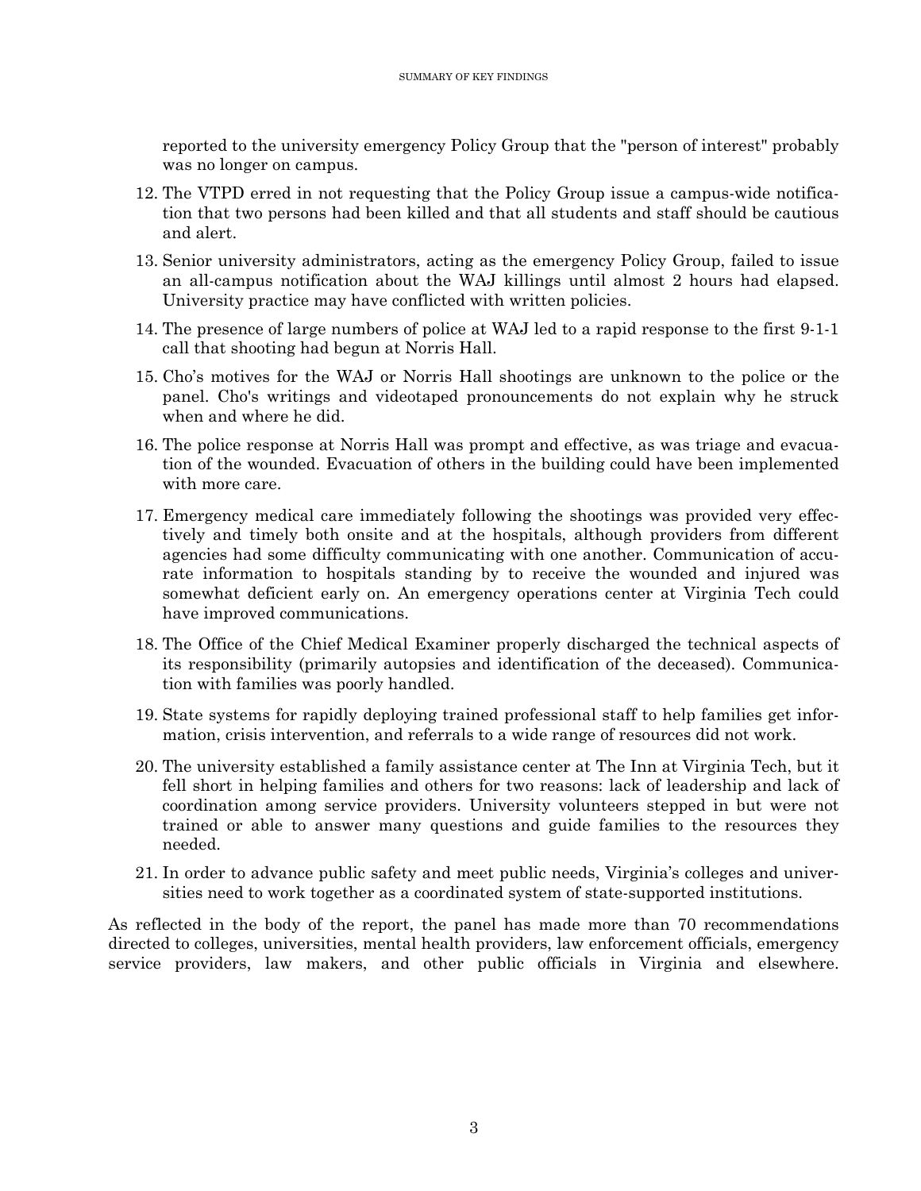reported to the university emergency Policy Group that the "person of interest" probably was no longer on campus.

12. The VTPD erred in not requesting that the Policy Group issue a campus-wide notification that two persons had been killed and that all students and staff should be cautious and alert.
13. Senior university administrators, acting as the emergency Policy Group, failed to issue an all-campus notification about the WAJ killings until almost 2 hours had elapsed. University practice may have conflicted with written policies.
14. The presence of large numbers of police at WAJ led to a rapid response to the first 9-1-1 call that shooting had begun at Norris Hall.
15. Cho's motives for the WAJ or Norris Hall shootings are unknown to the police or the panel. Cho's writings and videotaped pronouncements do not explain why he struck when and where he did.
16. The police response at Norris Hall was prompt and effective, as was triage and evacuation of the wounded. Evacuation of others in the building could have been implemented with more care.
17. Emergency medical care immediately following the shootings was provided very effectively and timely both onsite and at the hospitals, although providers from different agencies had some difficulty communicating with one another. Communication of accurate information to hospitals standing by to receive the wounded and injured was somewhat deficient early on. An emergency operations center at Virginia Tech could have improved communications.
18. The Office of the Chief Medical Examiner properly discharged the technical aspects of its responsibility (primarily autopsies and identification of the deceased). Communication with families was poorly handled.
19. State systems for rapidly deploying trained professional staff to help families get information, crisis intervention, and referrals to a wide range of resources did not work.
20. The university established a family assistance center at The Inn at Virginia Tech, but it fell short in helping families and others for two reasons: lack of leadership and lack of coordination among service providers. University volunteers stepped in but were not trained or able to answer many questions and guide families to the resources they needed.
21. In order to advance public safety and meet public needs, Virginia's colleges and universities need to work together as a coordinated system of state-supported institutions.

As reflected in the body of the report, the panel has made more than 70 recommendations directed to colleges, universities, mental health providers, law enforcement officials, emergency service providers, law makers, and other public officials in Virginia and elsewhere.